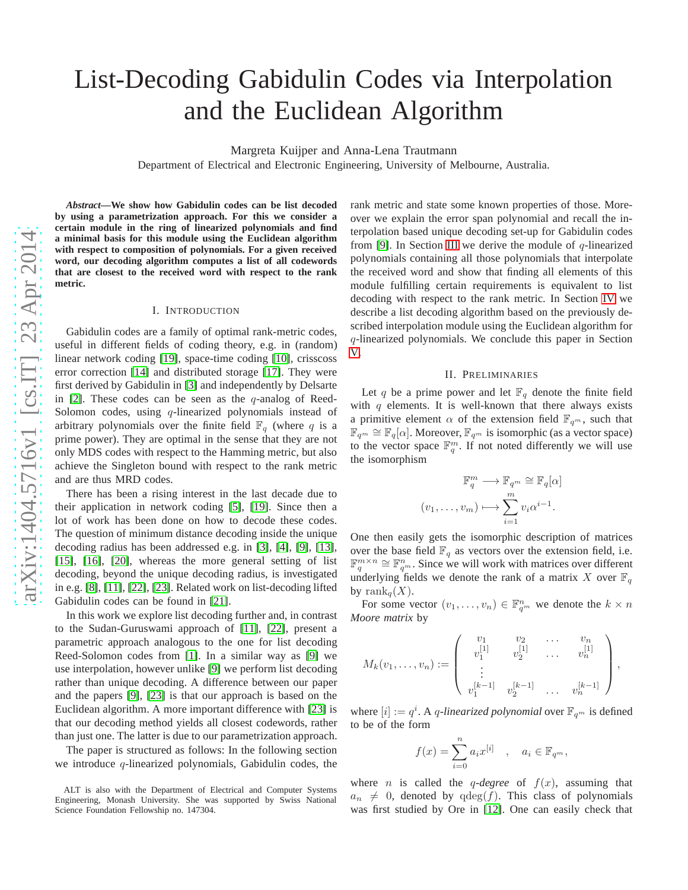# List-Decoding Gabidulin Codes via Interpolation and the Euclidean Algorithm

Margreta Kuijper and Anna-Lena Trautmann

Department of Electrical and Electronic Engineering, University of Melbourne, Australia.

***Abstract*—We show how Gabidulin codes can be list decoded by using a parametrization approach. For this we consider a certain module in the ring of linearized polynomials and find a minimal basis for this module using the Euclidean algorithm with respect to composition of polynomials. For a given received word, our decoding algorithm computes a list of all codewords that are closest to the received word with respect to the rank metric.**

## I. Introduction

Gabidulin codes are a family of optimal rank-metric codes, useful in different fields of coding theory, e.g. in (random) linear network coding [19], space-time coding [10], crisscoss error correction [14] and distributed storage [17]. They were first derived by Gabidulin in [3] and independently by Delsarte in [2]. These codes can be seen as the $q$-analog of Reed-Solomon codes, using $q$-linearized polynomials instead of arbitrary polynomials over the finite field $\mathbb{F}_q$ (where $q$ is a prime power). They are optimal in the sense that they are not only MDS codes with respect to the Hamming metric, but also achieve the Singleton bound with respect to the rank metric and are thus MRD codes.

There has been a rising interest in the last decade due to their application in network coding [5], [19]. Since then a lot of work has been done on how to decode these codes. The question of minimum distance decoding inside the unique decoding radius has been addressed e.g. in [3], [4], [9], [13], [15], [16], [20], whereas the more general setting of list decoding, beyond the unique decoding radius, is investigated in e.g. [8], [11], [22], [23]. Related work on list-decoding lifted Gabidulin codes can be found in [21].

In this work we explore list decoding further and, in contrast to the Sudan-Guruswami approach of [11], [22], present a parametric approach analogous to the one for list decoding Reed-Solomon codes from [1]. In a similar way as [9] we use interpolation, however unlike [9] we perform list decoding rather than unique decoding. A difference between our paper and the papers [9], [23] is that our approach is based on the Euclidean algorithm. A more important difference with [23] is that our decoding method yields all closest codewords, rather than just one. The latter is due to our parametrization approach.

The paper is structured as follows: In the following section we introduce $q$-linearized polynomials, Gabidulin codes, the rank metric and state some known properties of those. Moreover we explain the error span polynomial and recall the interpolation based unique decoding set-up for Gabidulin codes from [9]. In Section III we derive the module of $q$-linearized polynomials containing all those polynomials that interpolate the received word and show that finding all elements of this module fulfilling certain requirements is equivalent to list decoding with respect to the rank metric. In Section IV we describe a list decoding algorithm based on the previously described interpolation module using the Euclidean algorithm for $q$-linearized polynomials. We conclude this paper in Section V.

## II. Preliminaries

Let $q$ be a prime power and let $\mathbb{F}_q$ denote the finite field with $q$ elements. It is well-known that there always exists a primitive element $\alpha$ of the extension field $\mathbb{F}_{q^m}$, such that $\mathbb{F}_{q^m} \cong \mathbb{F}_q[\alpha]$. Moreover, $\mathbb{F}_{q^m}$ is isomorphic (as a vector space) to the vector space $\mathbb{F}_q^m$. If not noted differently we will use the isomorphism

$$\mathbb{F}_q^m \longrightarrow \mathbb{F}_{q^m} \cong \mathbb{F}_q[\alpha]$$
$$(v_1, \dots, v_m) \longmapsto \sum_{i=1}^{m} v_i \alpha^{i-1}.$$

One then easily gets the isomorphic description of matrices over the base field $\mathbb{F}_q$ as vectors over the extension field, i.e. $\mathbb{F}_q^{m\times n} \cong \mathbb{F}_{q^m}^n$. Since we will work with matrices over different underlying fields we denote the rank of a matrix $X$ over $\mathbb{F}_q$ by $\mathrm{rank}_q(X)$.

For some vector $(v_1, \dots, v_n) \in \mathbb{F}_{q^m}^n$ we denote the $k \times n$ *Moore matrix* by

$$M_k(v_1,\dots,v_n) := \begin{pmatrix} v_1 & v_2 & \dots & v_n \\ v_1^{[1]} & v_2^{[1]} & \dots & v_n^{[1]} \\ \vdots & & & \\ v_1^{[k-1]} & v_2^{[k-1]} & \dots & v_n^{[k-1]} \end{pmatrix},$$

where $[i] := q^i$. A $q$-*linearized polynomial* over $\mathbb{F}_{q^m}$ is defined to be of the form

$$f(x) = \sum_{i=0}^{n} a_i x^{[i]} \quad , \quad a_i \in \mathbb{F}_{q^m},$$

where $n$ is called the $q$-*degree* of $f(x)$, assuming that $a_n \neq 0$, denoted by $\mathrm{qdeg}(f)$. This class of polynomials was first studied by Ore in [12]. One can easily check that

ALT is also with the Department of Electrical and Computer Systems Engineering, Monash University. She was supported by Swiss National Science Foundation Fellowship no. 147304.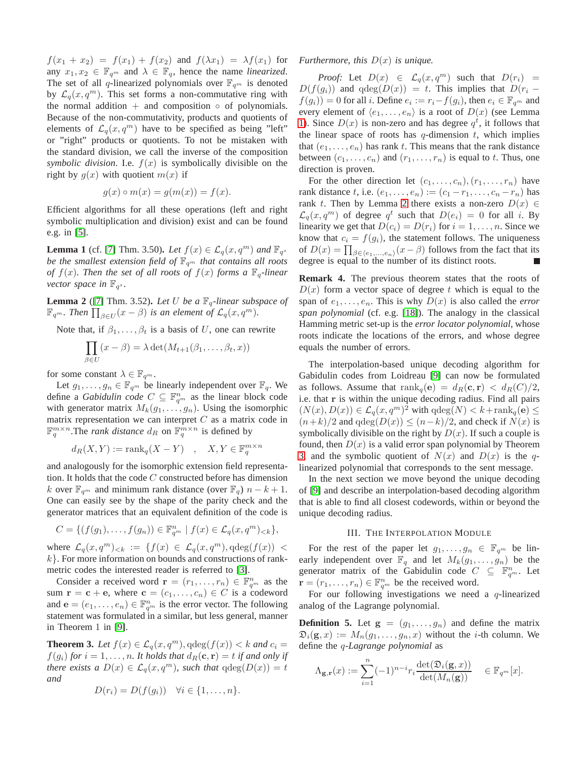$f(x_1 + x_2) = f(x_1) + f(x_2)$ and $f(\lambda x_1) = \lambda f(x_1)$ for any $x_1, x_2 \in \mathbb{F}_{q^m}$ and $\lambda \in \mathbb{F}_q$, hence the name *linearized*. The set of all $q$-linearized polynomials over $\mathbb{F}_{q^m}$ is denoted by $\mathcal{L}_q(x, q^m)$. This set forms a non-commutative ring with the normal addition $+$ and composition $\circ$ of polynomials. Because of the non-commutativity, products and quotients of elements of $\mathcal{L}_q(x, q^m)$ have to be specified as being "left" or "right" products or quotients. To not be mistaken with the standard division, we call the inverse of the composition *symbolic division*. I.e. $f(x)$ is symbolically divisible on the right by $g(x)$ with quotient $m(x)$ if

$$g(x) \circ m(x) = g(m(x)) = f(x).$$

Efficient algorithms for all these operations (left and right symbolic multiplication and division) exist and can be found e.g. in [5].

**Lemma 1** (cf. [7] Thm. 3.50)**.** *Let $f(x) \in \mathcal{L}_q(x, q^m)$ and $\mathbb{F}_{q^s}$ be the smallest extension field of $\mathbb{F}_{q^m}$ that contains all roots of $f(x)$. Then the set of all roots of $f(x)$ forms a $\mathbb{F}_q$-linear vector space in $\mathbb{F}_{q^s}$.*

**Lemma 2** ([7] Thm. 3.52)**.** *Let $U$ be a $\mathbb{F}_q$-linear subspace of $\mathbb{F}_{q^m}$. Then $\prod_{\beta \in U}(x - \beta)$ is an element of $\mathcal{L}_q(x, q^m)$.*

Note that, if $\beta_1, \dots, \beta_t$ is a basis of $U$, one can rewrite

$$\prod_{\beta \in U}(x - \beta) = \lambda \det(M_{t+1}(\beta_1, \dots, \beta_t, x))$$

for some constant $\lambda \in \mathbb{F}_{q^m}$.

Let $g_1, \dots, g_n \in \mathbb{F}_{q^m}$ be linearly independent over $\mathbb{F}_q$. We define a *Gabidulin code* $C \subseteq \mathbb{F}_{q^m}^n$ as the linear block code with generator matrix $M_k(g_1, \dots, g_n)$. Using the isomorphic matrix representation we can interpret $C$ as a matrix code in $\mathbb{F}_q^{m \times n}$.The *rank distance* $d_R$ on $\mathbb{F}_q^{m \times n}$ is defined by

$$d_R(X, Y) := \operatorname{rank}_q(X - Y) \quad , \quad X, Y \in \mathbb{F}_q^{m \times n}$$

and analogously for the isomorphic extension field representation. It holds that the code $C$ constructed before has dimension $k$ over $\mathbb{F}_{q^m}$ and minimum rank distance (over $\mathbb{F}_q$) $n - k + 1$. One can easily see by the shape of the parity check and the generator matrices that an equivalent definition of the code is

$$C = \{(f(g_1), \dots, f(g_n)) \in \mathbb{F}_{q^m}^n \mid f(x) \in \mathcal{L}_q(x, q^m)_{<k}\},$$

where $\mathcal{L}_q(x, q^m)_{<k} := \{f(x) \in \mathcal{L}_q(x, q^m), \operatorname{qdeg}(f(x)) < k\}$. For more information on bounds and constructions of rank-metric codes the interested reader is referred to [3].

Consider a received word $\mathbf{r} = (r_1, \dots, r_n) \in \mathbb{F}_{q^m}^n$ as the sum $\mathbf{r} = \mathbf{c} + \mathbf{e}$, where $\mathbf{c} = (c_1, \dots, c_n) \in C$ is a codeword and $\mathbf{e} = (e_1, \dots, e_n) \in \mathbb{F}_{q^m}^n$ is the error vector. The following statement was formulated in a similar, but less general, manner in Theorem 1 in [9].

**Theorem 3.** *Let $f(x) \in \mathcal{L}_q(x, q^m), \operatorname{qdeg}(f(x)) < k$ and $c_i = f(g_i)$ for $i = 1, \dots, n$. It holds that $d_R(\mathbf{c}, \mathbf{r}) = t$ if and only if there exists a $D(x) \in \mathcal{L}_q(x, q^m)$, such that $\operatorname{qdeg}(D(x)) = t$ and*

$$D(r_i) = D(f(g_i)) \quad \forall i \in \{1, \dots, n\}.$$

*Furthermore, this $D(x)$ is unique.*

*Proof:* Let $D(x) \in \mathcal{L}_q(x, q^m)$ such that $D(r_i) = D(f(g_i))$ and $\operatorname{qdeg}(D(x)) = t$. This implies that $D(r_i - f(g_i)) = 0$ for all $i$. Define $e_i := r_i - f(g_i)$, then $e_i \in \mathbb{F}_{q^m}$ and every element of $\langle e_1, \dots, e_n \rangle$ is a root of $D(x)$ (see Lemma 1). Since $D(x)$ is non-zero and has degree $q^t$, it follows that the linear space of roots has $q$-dimension $t$, which implies that $(e_1, \dots, e_n)$ has rank $t$. This means that the rank distance between $(c_1, \dots, c_n)$ and $(r_1, \dots, r_n)$ is equal to $t$. Thus, one direction is proven.

For the other direction let $(c_1, \dots, c_n), (r_1, \dots, r_n)$ have rank distance $t$, i.e. $(e_1, \dots, e_n) := (c_1 - r_1, \dots, c_n - r_n)$ has rank $t$. Then by Lemma 2 there exists a non-zero $D(x) \in \mathcal{L}_q(x, q^m)$ of degree $q^t$ such that $D(e_i) = 0$ for all $i$. By linearity we get that $D(c_i) = D(r_i)$ for $i = 1, \dots, n$. Since we know that $c_i = f(g_i)$, the statement follows. The uniqueness of $D(x) = \prod_{\beta \in \langle e_1, \dots, e_n \rangle}(x - \beta)$ follows from the fact that its degree is equal to the number of its distinct roots. ∎

**Remark 4.** The previous theorem states that the roots of $D(x)$ form a vector space of degree $t$ which is equal to the span of $e_1, \dots, e_n$. This is why $D(x)$ is also called the *error span polynomial* (cf. e.g. [18]). The analogy in the classical Hamming metric set-up is the *error locator polynomial*, whose roots indicate the locations of the errors, and whose degree equals the number of errors.

The interpolation-based unique decoding algorithm for Gabidulin codes from Loidreau [9] can now be formulated as follows. Assume that $\operatorname{rank}_q(\mathbf{e}) = d_R(\mathbf{c}, \mathbf{r}) < d_R(C)/2$, i.e. that $\mathbf{r}$ is within the unique decoding radius. Find all pairs $(N(x), D(x)) \in \mathcal{L}_q(x, q^m)^2$ with $\operatorname{qdeg}(N) < k + \operatorname{rank}_q(\mathbf{e}) \leq (n+k)/2$ and $\operatorname{qdeg}(D(x)) \leq (n-k)/2$, and check if $N(x)$ is symbolically divisible on the right by $D(x)$. If such a couple is found, then $D(x)$ is a valid error span polynomial by Theorem 3, and the symbolic quotient of $N(x)$ and $D(x)$ is the $q$-linearized polynomial that corresponds to the sent message.

In the next section we move beyond the unique decoding of [9] and describe an interpolation-based decoding algorithm that is able to find all closest codewords, within or beyond the unique decoding radius.

## III. The Interpolation Module

For the rest of the paper let $g_1, \dots, g_n \in \mathbb{F}_{q^m}$ be linearly independent over $\mathbb{F}_q$ and let $M_k(g_1, \dots, g_n)$ be the generator matrix of the Gabidulin code $C \subseteq \mathbb{F}_{q^m}^n$. Let $\mathbf{r} = (r_1, \dots, r_n) \in \mathbb{F}_{q^m}^n$ be the received word.

For our following investigations we need a $q$-linearized analog of the Lagrange polynomial.

**Definition 5.** Let $\mathbf{g} = (g_1, \dots, g_n)$ and define the matrix $\mathfrak{D}_i(\mathbf{g}, x) := M_n(g_1, \dots, g_n, x)$ without the $i$-th column. We define the *$q$-Lagrange polynomial* as

$$\Lambda_{\mathbf{g},\mathbf{r}}(x) := \sum_{i=1}^{n} (-1)^{n-i} r_i \frac{\det(\mathfrak{D}_i(\mathbf{g}, x))}{\det(M_n(\mathbf{g}))} \quad \in \mathbb{F}_{q^m}[x].$$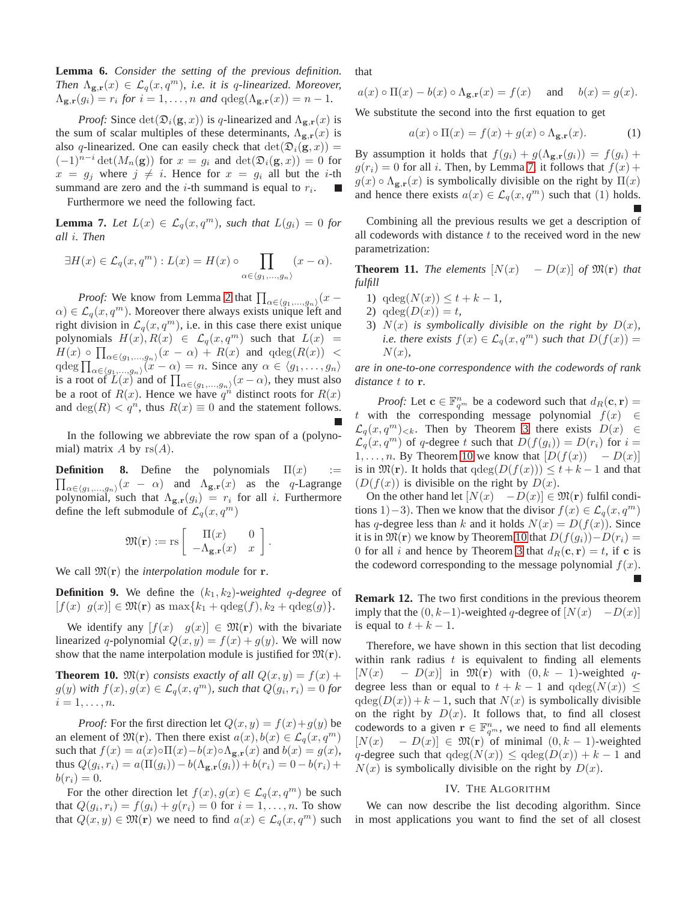**Lemma 6.** *Consider the setting of the previous definition. Then $\Lambda_{\mathbf{g},\mathbf{r}}(x) \in \mathcal{L}_q(x, q^m)$, i.e. it is $q$-linearized. Moreover, $\Lambda_{\mathbf{g},\mathbf{r}}(g_i) = r_i$ for $i = 1, \dots, n$ and $\mathrm{qdeg}(\Lambda_{\mathbf{g},\mathbf{r}}(x)) = n - 1$.*

*Proof:* Since $\det(\mathfrak{D}_i(\mathbf{g}, x))$ is $q$-linearized and $\Lambda_{\mathbf{g},\mathbf{r}}(x)$ is the sum of scalar multiples of these determinants, $\Lambda_{\mathbf{g},\mathbf{r}}(x)$ is also $q$-linearized. One can easily check that $\det(\mathfrak{D}_i(\mathbf{g}, x)) = (-1)^{n-i} \det(M_n(\mathbf{g}))$ for $x = g_i$ and $\det(\mathfrak{D}_i(\mathbf{g}, x)) = 0$ for $x = g_j$ where $j \neq i$. Hence for $x = g_i$ all but the $i$-th summand are zero and the $i$-th summand is equal to $r_i$. ∎

Furthermore we need the following fact.

**Lemma 7.** *Let $L(x) \in \mathcal{L}_q(x, q^m)$, such that $L(g_i) = 0$ for all $i$. Then*

$$\exists H(x) \in \mathcal{L}_q(x, q^m) : L(x) = H(x) \circ \prod_{\alpha \in \langle g_1, \dots, g_n \rangle} (x - \alpha).$$

*Proof:* We know from Lemma 2 that $\prod_{\alpha \in \langle g_1, \dots, g_n \rangle}(x - \alpha) \in \mathcal{L}_q(x, q^m)$. Moreover there always exists unique left and right division in $\mathcal{L}_q(x, q^m)$, i.e. in this case there exist unique polynomials $H(x), R(x) \in \mathcal{L}_q(x, q^m)$ such that $L(x) = H(x) \circ \prod_{\alpha \in \langle g_1, \dots, g_n \rangle}(x - \alpha) + R(x)$ and $\mathrm{qdeg}(R(x)) < \mathrm{qdeg} \prod_{\alpha \in \langle g_1, \dots, g_n \rangle}(x - \alpha) = n$. Since any $\alpha \in \langle g_1, \dots, g_n \rangle$ is a root of $L(x)$ and of $\prod_{\alpha \in \langle g_1, \dots, g_n \rangle}(x - \alpha)$, they must also be a root of $R(x)$. Hence we have $q^n$ distinct roots for $R(x)$ and $\deg(R) < q^n$, thus $R(x) \equiv 0$ and the statement follows. ∎

In the following we abbreviate the row span of a (polynomial) matrix $A$ by $\mathrm{rs}(A)$.

**Definition 8.** Define the polynomials $\Pi(x) := \prod_{\alpha \in \langle g_1, \dots, g_n \rangle}(x - \alpha)$ and $\Lambda_{\mathbf{g},\mathbf{r}}(x)$ as the $q$-Lagrange polynomial, such that $\Lambda_{\mathbf{g},\mathbf{r}}(g_i) = r_i$ for all $i$. Furthermore define the left submodule of $\mathcal{L}_q(x, q^m)$

$$\mathfrak{M}(\mathbf{r}) := \mathrm{rs} \begin{bmatrix} \Pi(x) & 0 \\ -\Lambda_{\mathbf{g},\mathbf{r}}(x) & x \end{bmatrix}.$$

We call $\mathfrak{M}(\mathbf{r})$ the *interpolation module* for $\mathbf{r}$.

**Definition 9.** We define the *$(k_1, k_2)$-weighted $q$-degree* of $[f(x) \;\; g(x)] \in \mathfrak{M}(\mathbf{r})$ as $\max\{k_1 + \mathrm{qdeg}(f), k_2 + \mathrm{qdeg}(g)\}$.

We identify any $[f(x) \;\; g(x)] \in \mathfrak{M}(\mathbf{r})$ with the bivariate linearized $q$-polynomial $Q(x, y) = f(x) + g(y)$. We will now show that the name interpolation module is justified for $\mathfrak{M}(\mathbf{r})$.

**Theorem 10.** *$\mathfrak{M}(\mathbf{r})$ consists exactly of all $Q(x, y) = f(x) + g(y)$ with $f(x), g(x) \in \mathcal{L}_q(x, q^m)$, such that $Q(g_i, r_i) = 0$ for $i = 1, \dots, n$.*

*Proof:* For the first direction let $Q(x, y) = f(x) + g(y)$ be an element of $\mathfrak{M}(\mathbf{r})$. Then there exist $a(x), b(x) \in \mathcal{L}_q(x, q^m)$ such that $f(x) = a(x) \circ \Pi(x) - b(x) \circ \Lambda_{\mathbf{g},\mathbf{r}}(x)$ and $b(x) = g(x)$, thus $Q(g_i, r_i) = a(\Pi(g_i)) - b(\Lambda_{\mathbf{g},\mathbf{r}}(g_i)) + b(r_i) = 0 - b(r_i) + b(r_i) = 0$.

For the other direction let $f(x), g(x) \in \mathcal{L}_q(x, q^m)$ be such that $Q(g_i, r_i) = f(g_i) + g(r_i) = 0$ for $i = 1, \dots, n$. To show that $Q(x, y) \in \mathfrak{M}(\mathbf{r})$ we need to find $a(x) \in \mathcal{L}_q(x, q^m)$ such that

$$a(x) \circ \Pi(x) - b(x) \circ \Lambda_{\mathbf{g},\mathbf{r}}(x) = f(x) \quad \text{ and } \quad b(x) = g(x).$$

We substitute the second into the first equation to get

$$a(x) \circ \Pi(x) = f(x) + g(x) \circ \Lambda_{\mathbf{g},\mathbf{r}}(x). \tag{1}$$

By assumption it holds that $f(g_i) + g(\Lambda_{\mathbf{g},\mathbf{r}}(g_i)) = f(g_i) + g(r_i) = 0$ for all $i$. Then, by Lemma 7, it follows that $f(x) + g(x) \circ \Lambda_{\mathbf{g},\mathbf{r}}(x)$ is symbolically divisible on the right by $\Pi(x)$ and hence there exists $a(x) \in \mathcal{L}_q(x, q^m)$ such that (1) holds. ∎

Combining all the previous results we get a description of all codewords with distance $t$ to the received word in the new parametrization:

**Theorem 11.** *The elements $[N(x) \;\; -D(x)]$ of $\mathfrak{M}(\mathbf{r})$ that fulfill*

1) *$\mathrm{qdeg}(N(x)) \leq t + k - 1$,*
2) *$\mathrm{qdeg}(D(x)) = t$,*
3) *$N(x)$ is symbolically divisible on the right by $D(x)$, i.e. there exists $f(x) \in \mathcal{L}_q(x, q^m)$ such that $D(f(x)) = N(x)$,*

*are in one-to-one correspondence with the codewords of rank distance $t$ to $\mathbf{r}$.*

*Proof:* Let $\mathbf{c} \in \mathbb{F}_{q^m}^n$ be a codeword such that $d_R(\mathbf{c}, \mathbf{r}) = t$ with the corresponding message polynomial $f(x) \in \mathcal{L}_q(x, q^m)_{<k}$. Then by Theorem 3 there exists $D(x) \in \mathcal{L}_q(x, q^m)$ of $q$-degree $t$ such that $D(f(g_i)) = D(r_i)$ for $i = 1, \dots, n$. By Theorem 10 we know that $[D(f(x)) \;\; -D(x)]$ is in $\mathfrak{M}(\mathbf{r})$. It holds that $\mathrm{qdeg}(D(f(x))) \leq t + k - 1$ and that $(D(f(x))$ is divisible on the right by $D(x)$.

On the other hand let $[N(x) \;\; -D(x)] \in \mathfrak{M}(\mathbf{r})$ fulfil conditions 1)$-$3). Then we know that the divisor $f(x) \in \mathcal{L}_q(x, q^m)$ has $q$-degree less than $k$ and it holds $N(x) = D(f(x))$. Since it is in $\mathfrak{M}(\mathbf{r})$ we know by Theorem 10 that $D(f(g_i)) - D(r_i) = 0$ for all $i$ and hence by Theorem 3 that $d_R(\mathbf{c}, \mathbf{r}) = t$, if $\mathbf{c}$ is the codeword corresponding to the message polynomial $f(x)$. ∎

**Remark 12.** The two first conditions in the previous theorem imply that the $(0, k-1)$-weighted $q$-degree of $[N(x) \;\; -D(x)]$ is equal to $t + k - 1$.

Therefore, we have shown in this section that list decoding within rank radius $t$ is equivalent to finding all elements $[N(x) \;\; - D(x)]$ in $\mathfrak{M}(\mathbf{r})$ with $(0, k-1)$-weighted $q$-degree less than or equal to $t + k - 1$ and $\mathrm{qdeg}(N(x)) \leq \mathrm{qdeg}(D(x)) + k - 1$, such that $N(x)$ is symbolically divisible on the right by $D(x)$. It follows that, to find all closest codewords to a given $\mathbf{r} \in \mathbb{F}_{q^m}^n$, we need to find all elements $[N(x) \;\; - D(x)] \in \mathfrak{M}(\mathbf{r})$ of minimal $(0, k-1)$-weighted $q$-degree such that $\mathrm{qdeg}(N(x)) \leq \mathrm{qdeg}(D(x)) + k - 1$ and $N(x)$ is symbolically divisible on the right by $D(x)$.

## IV. The Algorithm

We can now describe the list decoding algorithm. Since in most applications you want to find the set of all closest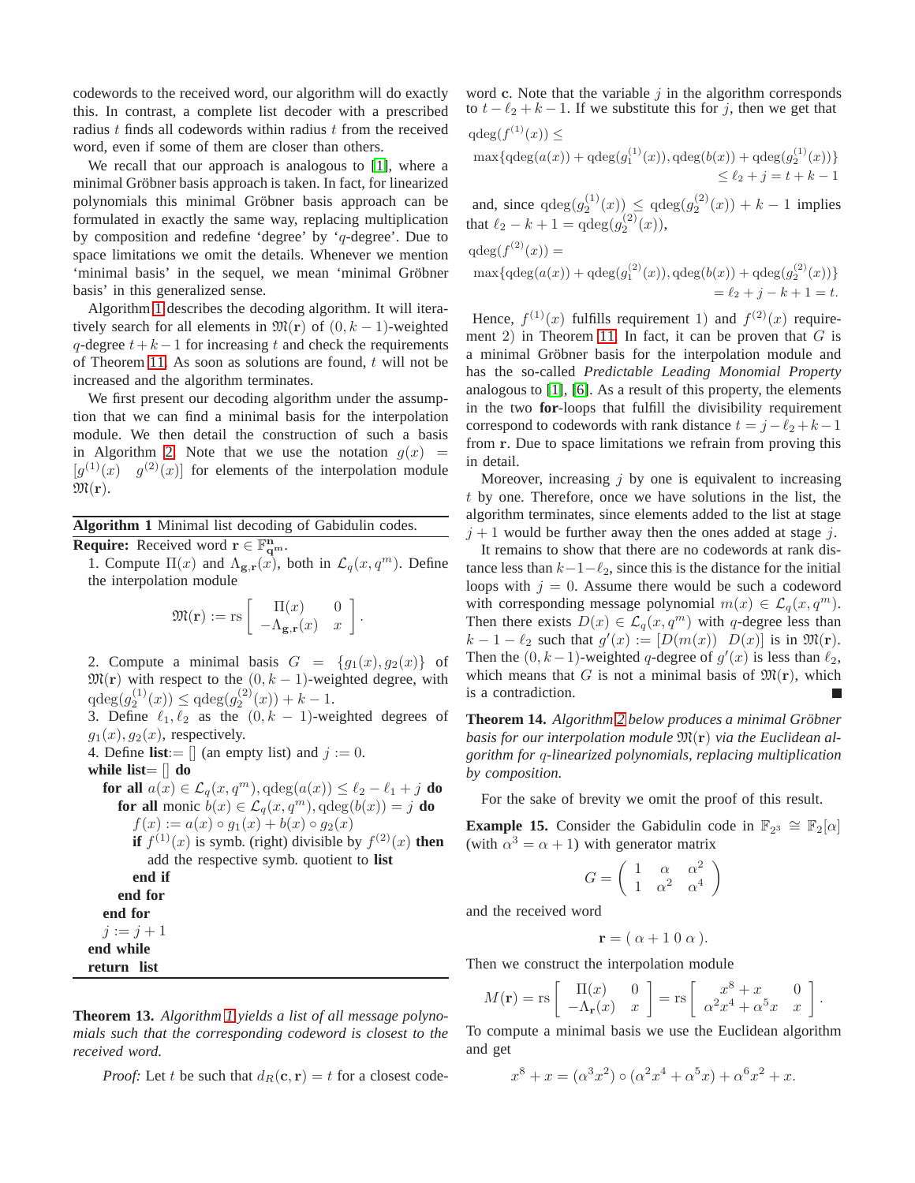codewords to the received word, our algorithm will do exactly this. In contrast, a complete list decoder with a prescribed radius $t$ finds all codewords within radius $t$ from the received word, even if some of them are closer than others.

We recall that our approach is analogous to [1], where a minimal Gröbner basis approach is taken. In fact, for linearized polynomials this minimal Gröbner basis approach can be formulated in exactly the same way, replacing multiplication by composition and redefine 'degree' by '$q$-degree'. Due to space limitations we omit the details. Whenever we mention 'minimal basis' in the sequel, we mean 'minimal Gröbner basis' in this generalized sense.

Algorithm 1 describes the decoding algorithm. It will iteratively search for all elements in $\mathfrak{M}(\mathbf{r})$ of $(0, k-1)$-weighted $q$-degree $t+k-1$ for increasing $t$ and check the requirements of Theorem 11. As soon as solutions are found, $t$ will not be increased and the algorithm terminates.

We first present our decoding algorithm under the assumption that we can find a minimal basis for the interpolation module. We then detail the construction of such a basis in Algorithm 2. Note that we use the notation $g(x) = [g^{(1)}(x) \quad g^{(2)}(x)]$ for elements of the interpolation module $\mathfrak{M}(\mathbf{r})$.

**Algorithm 1** Minimal list decoding of Gabidulin codes.

**Require:** Received word $\mathbf{r} \in \mathbb{F}_{\mathbf{q^m}}^{\mathbf{n}}$.

1. Compute $\Pi(x)$ and $\Lambda_{\mathbf{g},\mathbf{r}}(x)$, both in $\mathcal{L}_q(x, q^m)$. Define the interpolation module

$$\mathfrak{M}(\mathbf{r}) := \mathrm{rs} \begin{bmatrix} \Pi(x) & 0 \\ -\Lambda_{\mathbf{g},\mathbf{r}}(x) & x \end{bmatrix}.$$

2. Compute a minimal basis $G = \{g_1(x), g_2(x)\}$ of $\mathfrak{M}(\mathbf{r})$ with respect to the $(0, k-1)$-weighted degree, with $\mathrm{qdeg}(g_2^{(1)}(x)) \leq \mathrm{qdeg}(g_2^{(2)}(x)) + k - 1$.
3. Define $\ell_1, \ell_2$ as the $(0, k-1)$-weighted degrees of $g_1(x), g_2(x)$, respectively.
4. Define **list**:= [] (an empty list) and $j := 0$.

```
while list= [] do
    for all a(x) ∈ L_q(x, q^m), qdeg(a(x)) ≤ ℓ_2 − ℓ_1 + j do
        for all monic b(x) ∈ L_q(x, q^m), qdeg(b(x)) = j do
            f(x) := a(x) ∘ g_1(x) + b(x) ∘ g_2(x)
            if f^(1)(x) is symb. (right) divisible by f^(2)(x) then
                add the respective symb. quotient to list
            end if
        end for
    end for
    j := j + 1
end while
return list
```

**Theorem 13.** *Algorithm 1 yields a list of all message polynomials such that the corresponding codeword is closest to the received word.*

*Proof:* Let $t$ be such that $d_R(\mathbf{c}, \mathbf{r}) = t$ for a closest codeword $\mathbf{c}$. Note that the variable $j$ in the algorithm corresponds to $t - \ell_2 + k - 1$. If we substitute this for $j$, then we get that

$$\begin{aligned} &\mathrm{qdeg}(f^{(1)}(x)) \leq \\ &\max\{\mathrm{qdeg}(a(x)) + \mathrm{qdeg}(g_1^{(1)}(x)), \mathrm{qdeg}(b(x)) + \mathrm{qdeg}(g_2^{(1)}(x))\} \\ &\qquad \leq \ell_2 + j = t + k - 1 \end{aligned}$$

and, since $\mathrm{qdeg}(g_2^{(1)}(x)) \leq \mathrm{qdeg}(g_2^{(2)}(x)) + k - 1$ implies that $\ell_2 - k + 1 = \mathrm{qdeg}(g_2^{(2)}(x))$,

$$\begin{aligned} &\mathrm{qdeg}(f^{(2)}(x)) = \\ &\max\{\mathrm{qdeg}(a(x)) + \mathrm{qdeg}(g_1^{(2)}(x)), \mathrm{qdeg}(b(x)) + \mathrm{qdeg}(g_2^{(2)}(x))\} \\ &\qquad = \ell_2 + j - k + 1 = t. \end{aligned}$$

Hence, $f^{(1)}(x)$ fulfills requirement 1) and $f^{(2)}(x)$ requirement 2) in Theorem 11. In fact, it can be proven that $G$ is a minimal Gröbner basis for the interpolation module and has the so-called *Predictable Leading Monomial Property* analogous to [1], [6]. As a result of this property, the elements in the two **for**-loops that fulfill the divisibility requirement correspond to codewords with rank distance $t = j - \ell_2 + k - 1$ from $\mathbf{r}$. Due to space limitations we refrain from proving this in detail.

Moreover, increasing $j$ by one is equivalent to increasing $t$ by one. Therefore, once we have solutions in the list, the algorithm terminates, since elements added to the list at stage $j+1$ would be further away then the ones added at stage $j$.

It remains to show that there are no codewords at rank distance less than $k-1-\ell_2$, since this is the distance for the initial loops with $j = 0$. Assume there would be such a codeword with corresponding message polynomial $m(x) \in \mathcal{L}_q(x, q^m)$. Then there exists $D(x) \in \mathcal{L}_q(x, q^m)$ with $q$-degree less than $k - 1 - \ell_2$ such that $g'(x) := [D(m(x)) \quad D(x)]$ is in $\mathfrak{M}(\mathbf{r})$. Then the $(0, k-1)$-weighted $q$-degree of $g'(x)$ is less than $\ell_2$, which means that $G$ is not a minimal basis of $\mathfrak{M}(\mathbf{r})$, which is a contradiction. ■

**Theorem 14.** *Algorithm 2 below produces a minimal Gröbner basis for our interpolation module $\mathfrak{M}(\mathbf{r})$ via the Euclidean algorithm for $q$-linearized polynomials, replacing multiplication by composition.*

For the sake of brevity we omit the proof of this result.

**Example 15.** Consider the Gabidulin code in $\mathbb{F}_{2^3} \cong \mathbb{F}_2[\alpha]$ (with $\alpha^3 = \alpha + 1$) with generator matrix

$$G = \begin{pmatrix} 1 & \alpha & \alpha^2 \\ 1 & \alpha^2 & \alpha^4 \end{pmatrix}$$

and the received word

$$\mathbf{r} = (\,\alpha + 1 \; 0 \; \alpha\,).$$

Then we construct the interpolation module

$$M(\mathbf{r}) = \mathrm{rs} \begin{bmatrix} \Pi(x) & 0 \\ -\Lambda_{\mathbf{r}}(x) & x \end{bmatrix} = \mathrm{rs} \begin{bmatrix} x^8 + x & 0 \\ \alpha^2 x^4 + \alpha^5 x & x \end{bmatrix}.$$

To compute a minimal basis we use the Euclidean algorithm and get

$$x^8 + x = (\alpha^3 x^2) \circ (\alpha^2 x^4 + \alpha^5 x) + \alpha^6 x^2 + x.$$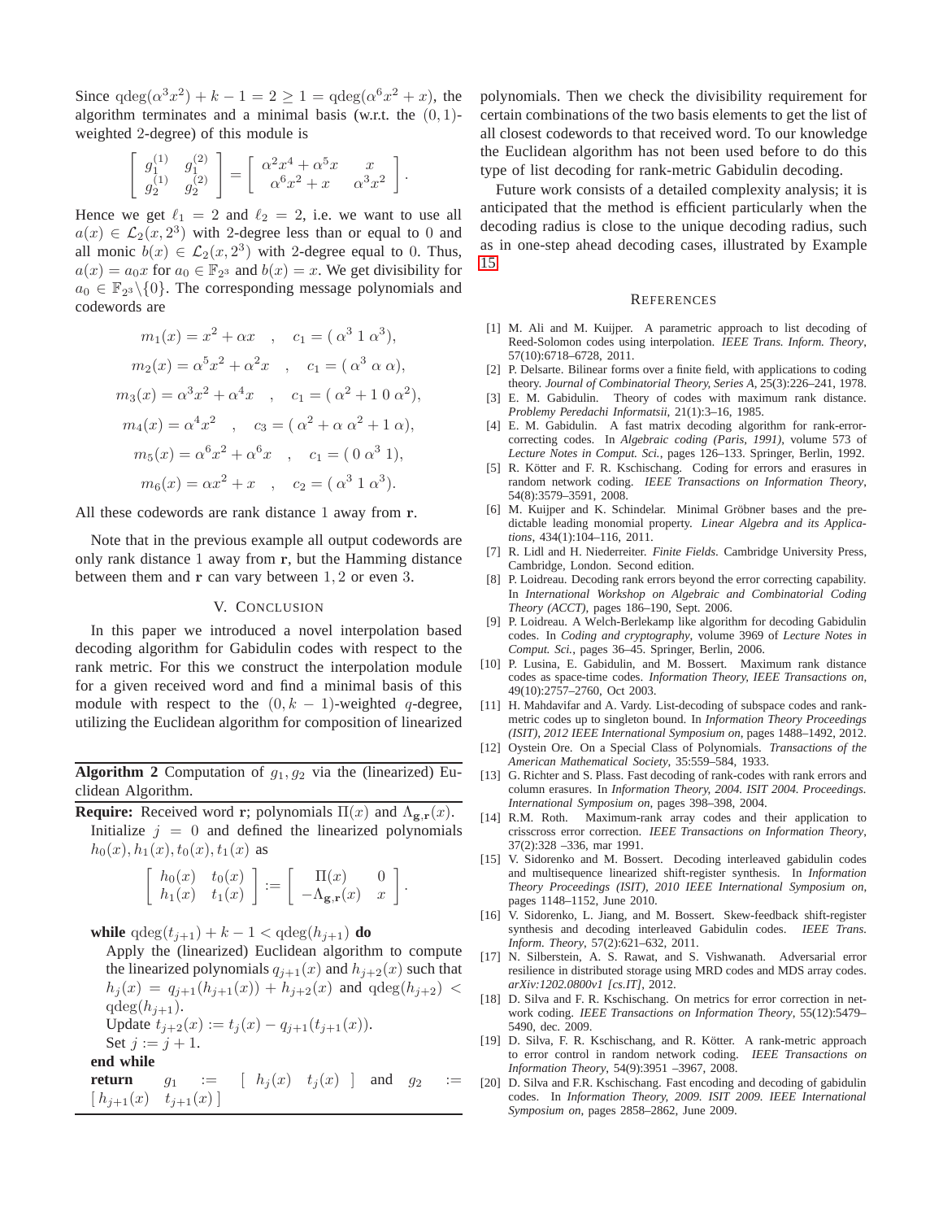Since $\text{qdeg}(\alpha^3 x^2) + k - 1 = 2 \geq 1 = \text{qdeg}(\alpha^6 x^2 + x)$, the algorithm terminates and a minimal basis (w.r.t. the $(0,1)$-weighted 2-degree) of this module is

$$\begin{bmatrix} g_1^{(1)} & g_1^{(2)} \\ g_2^{(1)} & g_2^{(2)} \end{bmatrix} = \begin{bmatrix} \alpha^2 x^4 + \alpha^5 x & x \\ \alpha^6 x^2 + x & \alpha^3 x^2 \end{bmatrix}.$$

Hence we get $\ell_1 = 2$ and $\ell_2 = 2$, i.e. we want to use all $a(x) \in \mathcal{L}_2(x, 2^3)$ with 2-degree less than or equal to 0 and all monic $b(x) \in \mathcal{L}_2(x, 2^3)$ with 2-degree equal to 0. Thus, $a(x) = a_0 x$ for $a_0 \in \mathbb{F}_{2^3}$ and $b(x) = x$. We get divisibility for $a_0 \in \mathbb{F}_{2^3} \backslash \{0\}$. The corresponding message polynomials and codewords are

$$m_1(x) = x^2 + \alpha x \quad , \quad c_1 = (\, \alpha^3 \; 1 \; \alpha^3),$$

$$m_2(x) = \alpha^5 x^2 + \alpha^2 x \quad , \quad c_1 = (\, \alpha^3 \; \alpha \; \alpha),$$

$$m_3(x) = \alpha^3 x^2 + \alpha^4 x \quad , \quad c_1 = (\, \alpha^2 + 1 \; 0 \; \alpha^2),$$

$$m_4(x) = \alpha^4 x^2 \quad , \quad c_3 = (\, \alpha^2 + \alpha \; \alpha^2 + 1 \; \alpha),$$

$$m_5(x) = \alpha^6 x^2 + \alpha^6 x \quad , \quad c_1 = (\, 0 \; \alpha^3 \; 1),$$

$$m_6(x) = \alpha x^2 + x \quad , \quad c_2 = (\, \alpha^3 \; 1 \; \alpha^3).$$

All these codewords are rank distance 1 away from $\mathbf{r}$.

Note that in the previous example all output codewords are only rank distance 1 away from $\mathbf{r}$, but the Hamming distance between them and $\mathbf{r}$ can vary between $1, 2$ or even 3.

## V. Conclusion

In this paper we introduced a novel interpolation based decoding algorithm for Gabidulin codes with respect to the rank metric. For this we construct the interpolation module for a given received word and find a minimal basis of this module with respect to the $(0, k-1)$-weighted $q$-degree, utilizing the Euclidean algorithm for composition of linearized polynomials. Then we check the divisibility requirement for certain combinations of the two basis elements to get the list of all closest codewords to that received word. To our knowledge the Euclidean algorithm has not been used before to do this type of list decoding for rank-metric Gabidulin decoding.

Future work consists of a detailed complexity analysis; it is anticipated that the method is efficient particularly when the decoding radius is close to the unique decoding radius, such as in one-step ahead decoding cases, illustrated by Example 15.

---

**Algorithm 2** Computation of $g_1, g_2$ via the (linearized) Euclidean Algorithm.

**Require:** Received word $\mathbf{r}$; polynomials $\Pi(x)$ and $\Lambda_{\mathbf{g},\mathbf{r}}(x)$.
Initialize $j = 0$ and defined the linearized polynomials $h_0(x), h_1(x), t_0(x), t_1(x)$ as

$$\begin{bmatrix} h_0(x) & t_0(x) \\ h_1(x) & t_1(x) \end{bmatrix} := \begin{bmatrix} \Pi(x) & 0 \\ -\Lambda_{\mathbf{g},\mathbf{r}}(x) & x \end{bmatrix}.$$

**while** $\text{qdeg}(t_{j+1}) + k - 1 < \text{qdeg}(h_{j+1})$ **do**
  Apply the (linearized) Euclidean algorithm to compute the linearized polynomials $q_{j+1}(x)$ and $h_{j+2}(x)$ such that $h_j(x) = q_{j+1}(h_{j+1}(x)) + h_{j+2}(x)$ and $\text{qdeg}(h_{j+2}) < \text{qdeg}(h_{j+1})$.
  Update $t_{j+2}(x) := t_j(x) - q_{j+1}(t_{j+1}(x))$.
  Set $j := j + 1$.
**end while**
**return** $g_1 := [\, h_j(x) \;\; t_j(x) \,]$ and $g_2 := [\, h_{j+1}(x) \;\; t_{j+1}(x) \,]$

---

## References

[1] M. Ali and M. Kuijper. A parametric approach to list decoding of Reed-Solomon codes using interpolation. *IEEE Trans. Inform. Theory*, 57(10):6718–6728, 2011.

[2] P. Delsarte. Bilinear forms over a finite field, with applications to coding theory. *Journal of Combinatorial Theory, Series A*, 25(3):226–241, 1978.

[3] E. M. Gabidulin. Theory of codes with maximum rank distance. *Problemy Peredachi Informatsii*, 21(1):3–16, 1985.

[4] E. M. Gabidulin. A fast matrix decoding algorithm for rank-error-correcting codes. In *Algebraic coding (Paris, 1991)*, volume 573 of *Lecture Notes in Comput. Sci.*, pages 126–133. Springer, Berlin, 1992.

[5] R. Kötter and F. R. Kschischang. Coding for errors and erasures in random network coding. *IEEE Transactions on Information Theory*, 54(8):3579–3591, 2008.

[6] M. Kuijper and K. Schindelar. Minimal Gröbner bases and the predictable leading monomial property. *Linear Algebra and its Applications*, 434(1):104–116, 2011.

[7] R. Lidl and H. Niederreiter. *Finite Fields*. Cambridge University Press, Cambridge, London. Second edition.

[8] P. Loidreau. Decoding rank errors beyond the error correcting capability. In *International Workshop on Algebraic and Combinatorial Coding Theory (ACCT)*, pages 186–190, Sept. 2006.

[9] P. Loidreau. A Welch-Berlekamp like algorithm for decoding Gabidulin codes. In *Coding and cryptography*, volume 3969 of *Lecture Notes in Comput. Sci.*, pages 36–45. Springer, Berlin, 2006.

[10] P. Lusina, E. Gabidulin, and M. Bossert. Maximum rank distance codes as space-time codes. *Information Theory, IEEE Transactions on*, 49(10):2757–2760, Oct 2003.

[11] H. Mahdavifar and A. Vardy. List-decoding of subspace codes and rank-metric codes up to singleton bound. In *Information Theory Proceedings (ISIT), 2012 IEEE International Symposium on*, pages 1488–1492, 2012.

[12] Oystein Ore. On a Special Class of Polynomials. *Transactions of the American Mathematical Society*, 35:559–584, 1933.

[13] G. Richter and S. Plass. Fast decoding of rank-codes with rank errors and column erasures. In *Information Theory, 2004. ISIT 2004. Proceedings. International Symposium on*, pages 398–398, 2004.

[14] R.M. Roth. Maximum-rank array codes and their application to crisscross error correction. *IEEE Transactions on Information Theory*, 37(2):328 –336, mar 1991.

[15] V. Sidorenko and M. Bossert. Decoding interleaved gabidulin codes and multisequence linearized shift-register synthesis. In *Information Theory Proceedings (ISIT), 2010 IEEE International Symposium on*, pages 1148–1152, June 2010.

[16] V. Sidorenko, L. Jiang, and M. Bossert. Skew-feedback shift-register synthesis and decoding interleaved Gabidulin codes. *IEEE Trans. Inform. Theory*, 57(2):621–632, 2011.

[17] N. Silberstein, A. S. Rawat, and S. Vishwanath. Adversarial error resilience in distributed storage using MRD codes and MDS array codes. *arXiv:1202.0800v1 [cs.IT]*, 2012.

[18] D. Silva and F. R. Kschischang. On metrics for error correction in network coding. *IEEE Transactions on Information Theory*, 55(12):5479–5490, dec. 2009.

[19] D. Silva, F. R. Kschischang, and R. Kötter. A rank-metric approach to error control in random network coding. *IEEE Transactions on Information Theory*, 54(9):3951 –3967, 2008.

[20] D. Silva and F.R. Kschischang. Fast encoding and decoding of gabidulin codes. In *Information Theory, 2009. ISIT 2009. IEEE International Symposium on*, pages 2858–2862, June 2009.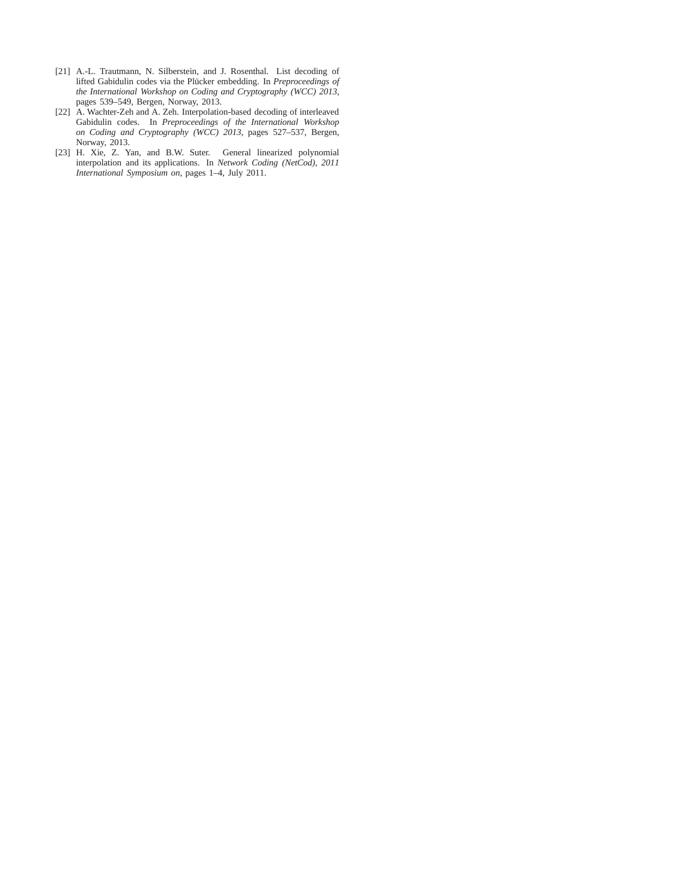[21] A.-L. Trautmann, N. Silberstein, and J. Rosenthal. List decoding of lifted Gabidulin codes via the Plücker embedding. In *Preproceedings of the International Workshop on Coding and Cryptography (WCC) 2013*, pages 539–549, Bergen, Norway, 2013.

[22] A. Wachter-Zeh and A. Zeh. Interpolation-based decoding of interleaved Gabidulin codes. In *Preproceedings of the International Workshop on Coding and Cryptography (WCC) 2013*, pages 527–537, Bergen, Norway, 2013.

[23] H. Xie, Z. Yan, and B.W. Suter. General linearized polynomial interpolation and its applications. In *Network Coding (NetCod), 2011 International Symposium on*, pages 1–4, July 2011.